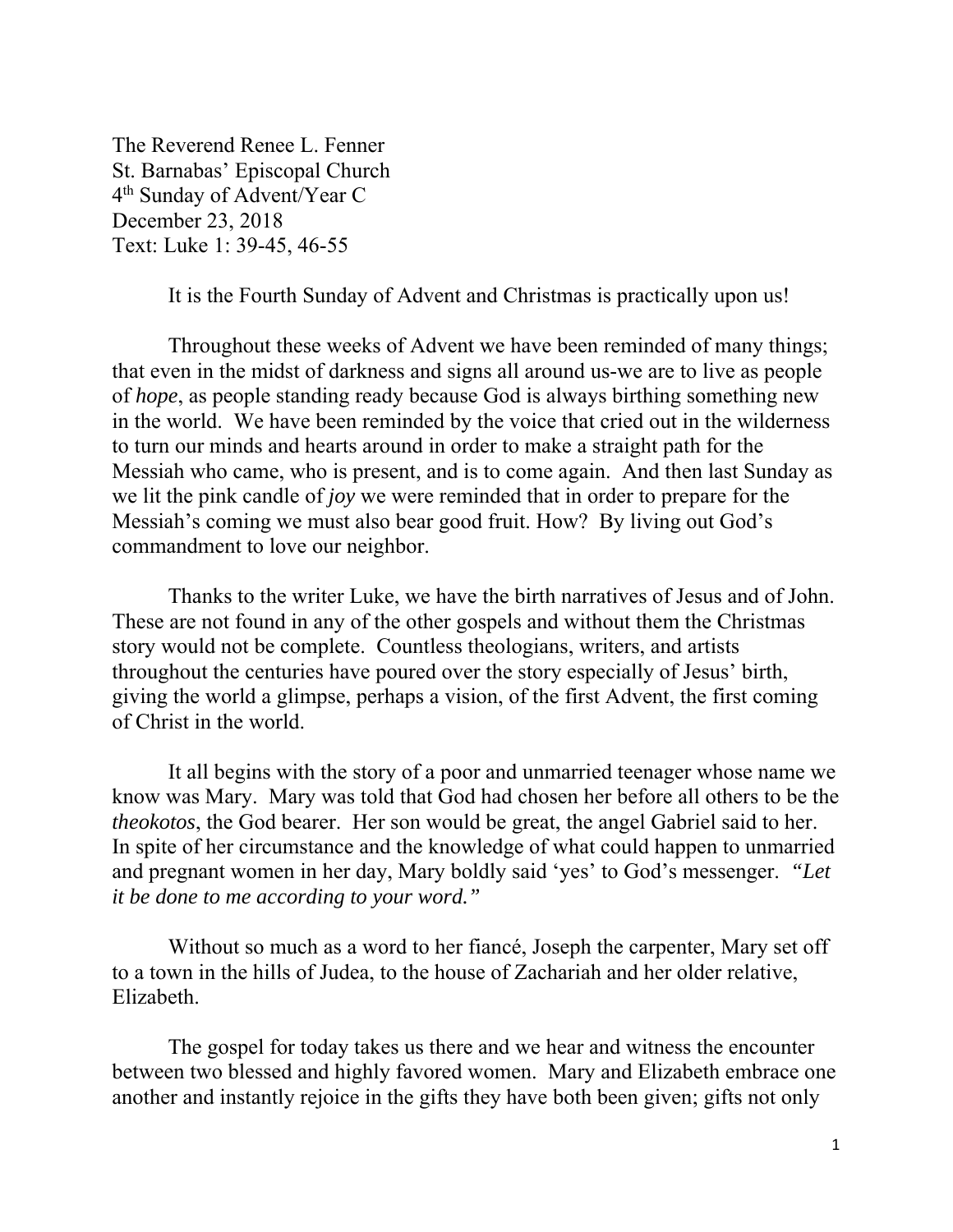The Reverend Renee L. Fenner
St. Barnabas' Episcopal Church
4th Sunday of Advent/Year C
December 23, 2018
Text: Luke 1: 39-45, 46-55

It is the Fourth Sunday of Advent and Christmas is practically upon us!

Throughout these weeks of Advent we have been reminded of many things; that even in the midst of darkness and signs all around us-we are to live as people of *hope*, as people standing ready because God is always birthing something new in the world. We have been reminded by the voice that cried out in the wilderness to turn our minds and hearts around in order to make a straight path for the Messiah who came, who is present, and is to come again. And then last Sunday as we lit the pink candle of *joy* we were reminded that in order to prepare for the Messiah's coming we must also bear good fruit. How? By living out God's commandment to love our neighbor.

Thanks to the writer Luke, we have the birth narratives of Jesus and of John. These are not found in any of the other gospels and without them the Christmas story would not be complete. Countless theologians, writers, and artists throughout the centuries have poured over the story especially of Jesus' birth, giving the world a glimpse, perhaps a vision, of the first Advent, the first coming of Christ in the world.

It all begins with the story of a poor and unmarried teenager whose name we know was Mary. Mary was told that God had chosen her before all others to be the *theokotos*, the God bearer. Her son would be great, the angel Gabriel said to her. In spite of her circumstance and the knowledge of what could happen to unmarried and pregnant women in her day, Mary boldly said 'yes' to God's messenger. *"Let it be done to me according to your word."*

Without so much as a word to her fiancé, Joseph the carpenter, Mary set off to a town in the hills of Judea, to the house of Zachariah and her older relative, Elizabeth.

The gospel for today takes us there and we hear and witness the encounter between two blessed and highly favored women. Mary and Elizabeth embrace one another and instantly rejoice in the gifts they have both been given; gifts not only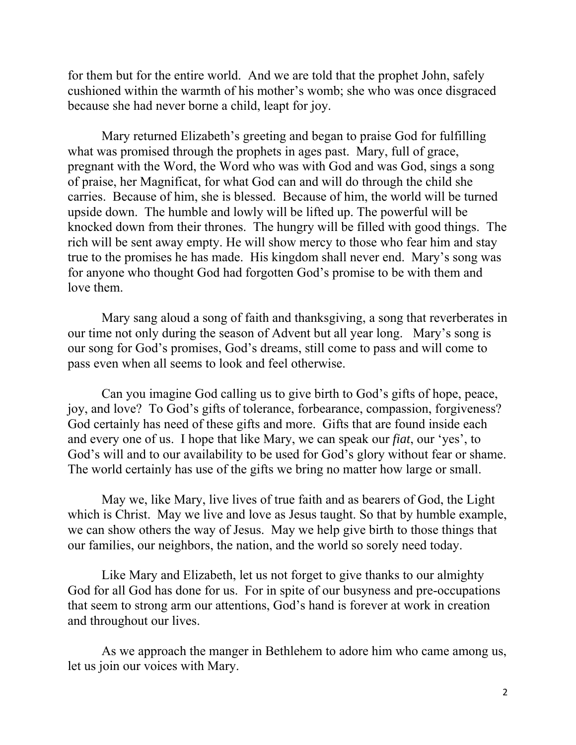for them but for the entire world. And we are told that the prophet John, safely cushioned within the warmth of his mother's womb; she who was once disgraced because she had never borne a child, leapt for joy.

Mary returned Elizabeth's greeting and began to praise God for fulfilling what was promised through the prophets in ages past. Mary, full of grace, pregnant with the Word, the Word who was with God and was God, sings a song of praise, her Magnificat, for what God can and will do through the child she carries. Because of him, she is blessed. Because of him, the world will be turned upside down. The humble and lowly will be lifted up. The powerful will be knocked down from their thrones. The hungry will be filled with good things. The rich will be sent away empty. He will show mercy to those who fear him and stay true to the promises he has made. His kingdom shall never end. Mary's song was for anyone who thought God had forgotten God's promise to be with them and love them.

Mary sang aloud a song of faith and thanksgiving, a song that reverberates in our time not only during the season of Advent but all year long. Mary's song is our song for God's promises, God's dreams, still come to pass and will come to pass even when all seems to look and feel otherwise.

Can you imagine God calling us to give birth to God's gifts of hope, peace, joy, and love? To God's gifts of tolerance, forbearance, compassion, forgiveness? God certainly has need of these gifts and more. Gifts that are found inside each and every one of us. I hope that like Mary, we can speak our *fiat*, our 'yes', to God's will and to our availability to be used for God's glory without fear or shame. The world certainly has use of the gifts we bring no matter how large or small.

May we, like Mary, live lives of true faith and as bearers of God, the Light which is Christ. May we live and love as Jesus taught. So that by humble example, we can show others the way of Jesus. May we help give birth to those things that our families, our neighbors, the nation, and the world so sorely need today.

Like Mary and Elizabeth, let us not forget to give thanks to our almighty God for all God has done for us. For in spite of our busyness and pre-occupations that seem to strong arm our attentions, God's hand is forever at work in creation and throughout our lives.

As we approach the manger in Bethlehem to adore him who came among us, let us join our voices with Mary.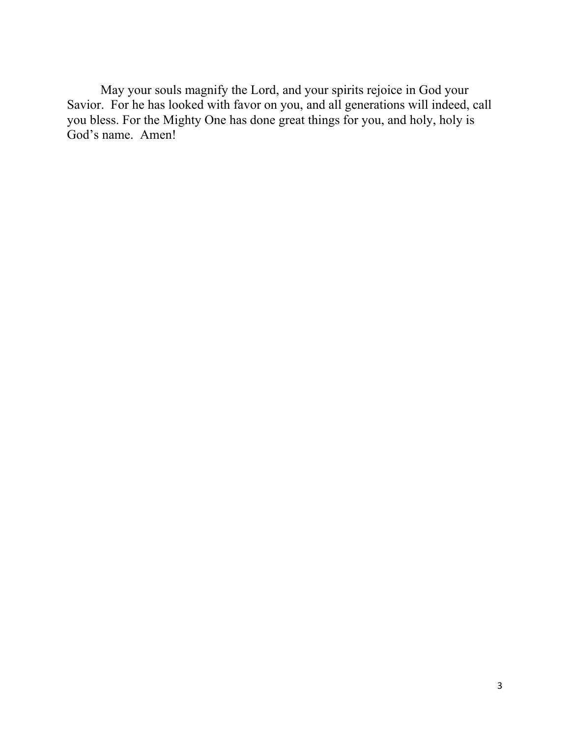May your souls magnify the Lord, and your spirits rejoice in God your Savior. For he has looked with favor on you, and all generations will indeed, call you bless. For the Mighty One has done great things for you, and holy, holy is God's name. Amen!